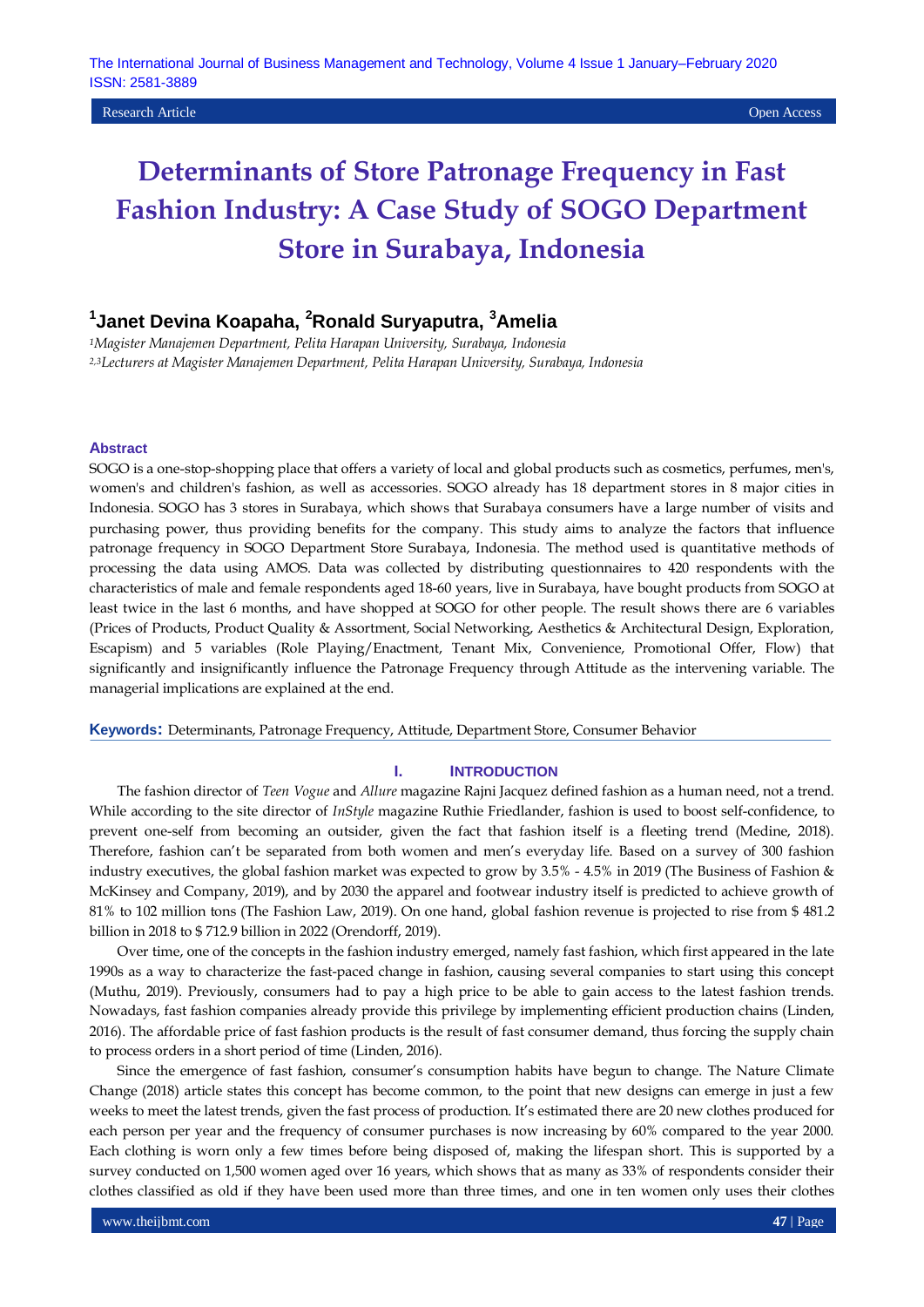Research Article | Open Access

# Determinants of Store Patronage Frequency in Fast Fashion Industry: A Case Study of SOGO Department Store in Surabaya, Indonesia

## [1]Janet Devina Koapaha, [2]Ronald Suryaputra, [3]Amelia

*[1]Magister Manajemen Department, Pelita Harapan University, Surabaya, Indonesia*
*[2,3]Lecturers at Magister Manajemen Department, Pelita Harapan University, Surabaya, Indonesia*

### Abstract

SOGO is a one-stop-shopping place that offers a variety of local and global products such as cosmetics, perfumes, men's, women's and children's fashion, as well as accessories. SOGO already has 18 department stores in 8 major cities in Indonesia. SOGO has 3 stores in Surabaya, which shows that Surabaya consumers have a large number of visits and purchasing power, thus providing benefits for the company. This study aims to analyze the factors that influence patronage frequency in SOGO Department Store Surabaya, Indonesia. The method used is quantitative methods of processing the data using AMOS. Data was collected by distributing questionnaires to 420 respondents with the characteristics of male and female respondents aged 18-60 years, live in Surabaya, have bought products from SOGO at least twice in the last 6 months, and have shopped at SOGO for other people. The result shows there are 6 variables (Prices of Products, Product Quality & Assortment, Social Networking, Aesthetics & Architectural Design, Exploration, Escapism) and 5 variables (Role Playing/Enactment, Tenant Mix, Convenience, Promotional Offer, Flow) that significantly and insignificantly influence the Patronage Frequency through Attitude as the intervening variable. The managerial implications are explained at the end.

**Keywords:** Determinants, Patronage Frequency, Attitude, Department Store, Consumer Behavior

## I. INTRODUCTION

The fashion director of *Teen Vogue* and *Allure* magazine Rajni Jacquez defined fashion as a human need, not a trend. While according to the site director of *InStyle* magazine Ruthie Friedlander, fashion is used to boost self-confidence, to prevent one-self from becoming an outsider, given the fact that fashion itself is a fleeting trend (Medine, 2018). Therefore, fashion can't be separated from both women and men's everyday life. Based on a survey of 300 fashion industry executives, the global fashion market was expected to grow by 3.5% - 4.5% in 2019 (The Business of Fashion & McKinsey and Company, 2019), and by 2030 the apparel and footwear industry itself is predicted to achieve growth of 81% to 102 million tons (The Fashion Law, 2019). On one hand, global fashion revenue is projected to rise from $ 481.2 billion in 2018 to $ 712.9 billion in 2022 (Orendorff, 2019).

Over time, one of the concepts in the fashion industry emerged, namely fast fashion, which first appeared in the late 1990s as a way to characterize the fast-paced change in fashion, causing several companies to start using this concept (Muthu, 2019). Previously, consumers had to pay a high price to be able to gain access to the latest fashion trends. Nowadays, fast fashion companies already provide this privilege by implementing efficient production chains (Linden, 2016). The affordable price of fast fashion products is the result of fast consumer demand, thus forcing the supply chain to process orders in a short period of time (Linden, 2016).

Since the emergence of fast fashion, consumer's consumption habits have begun to change. The Nature Climate Change (2018) article states this concept has become common, to the point that new designs can emerge in just a few weeks to meet the latest trends, given the fast process of production. It's estimated there are 20 new clothes produced for each person per year and the frequency of consumer purchases is now increasing by 60% compared to the year 2000. Each clothing is worn only a few times before being disposed of, making the lifespan short. This is supported by a survey conducted on 1,500 women aged over 16 years, which shows that as many as 33% of respondents consider their clothes classified as old if they have been used more than three times, and one in ten women only uses their clothes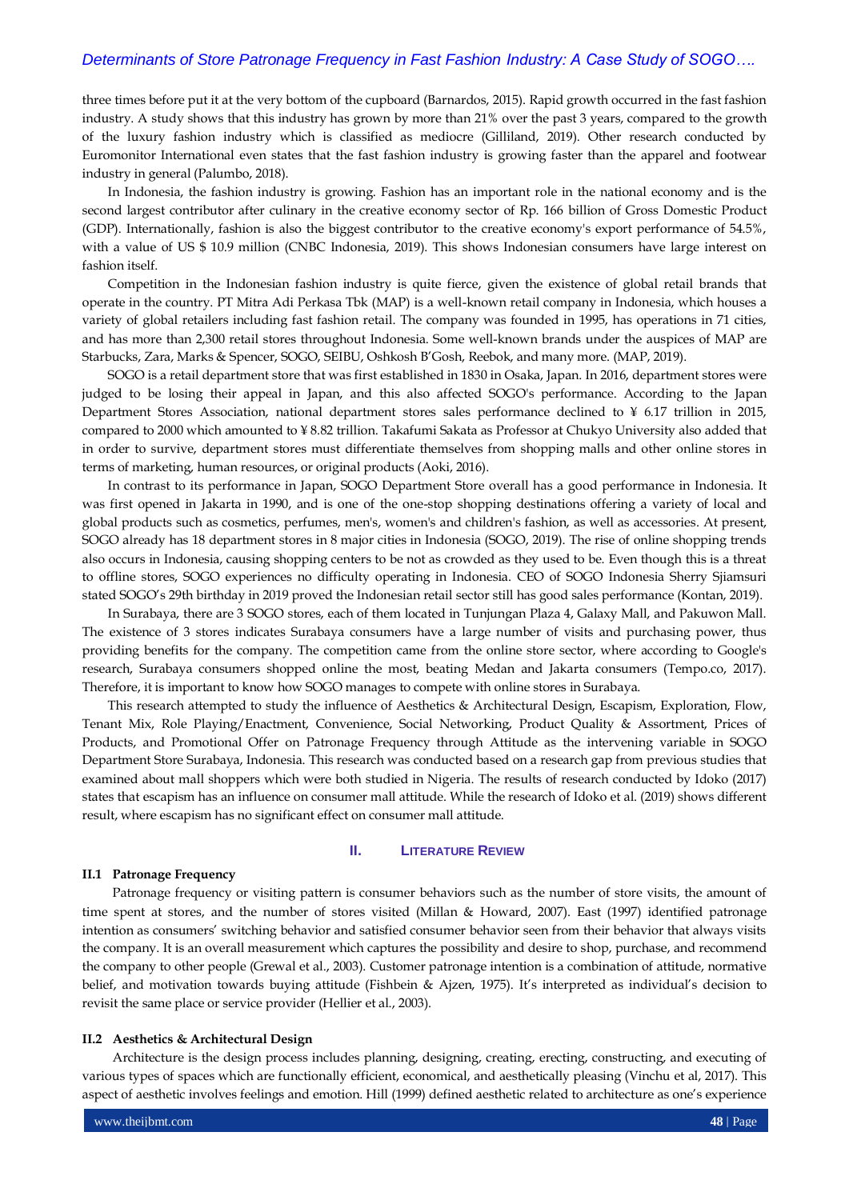three times before put it at the very bottom of the cupboard (Barnardos, 2015). Rapid growth occurred in the fast fashion industry. A study shows that this industry has grown by more than 21% over the past 3 years, compared to the growth of the luxury fashion industry which is classified as mediocre (Gilliland, 2019). Other research conducted by Euromonitor International even states that the fast fashion industry is growing faster than the apparel and footwear industry in general (Palumbo, 2018).

In Indonesia, the fashion industry is growing. Fashion has an important role in the national economy and is the second largest contributor after culinary in the creative economy sector of Rp. 166 billion of Gross Domestic Product (GDP). Internationally, fashion is also the biggest contributor to the creative economy's export performance of 54.5%, with a value of US $ 10.9 million (CNBC Indonesia, 2019). This shows Indonesian consumers have large interest on fashion itself.

Competition in the Indonesian fashion industry is quite fierce, given the existence of global retail brands that operate in the country. PT Mitra Adi Perkasa Tbk (MAP) is a well-known retail company in Indonesia, which houses a variety of global retailers including fast fashion retail. The company was founded in 1995, has operations in 71 cities, and has more than 2,300 retail stores throughout Indonesia. Some well-known brands under the auspices of MAP are Starbucks, Zara, Marks & Spencer, SOGO, SEIBU, Oshkosh B'Gosh, Reebok, and many more. (MAP, 2019).

SOGO is a retail department store that was first established in 1830 in Osaka, Japan. In 2016, department stores were judged to be losing their appeal in Japan, and this also affected SOGO's performance. According to the Japan Department Stores Association, national department stores sales performance declined to ¥ 6.17 trillion in 2015, compared to 2000 which amounted to ¥ 8.82 trillion. Takafumi Sakata as Professor at Chukyo University also added that in order to survive, department stores must differentiate themselves from shopping malls and other online stores in terms of marketing, human resources, or original products (Aoki, 2016).

In contrast to its performance in Japan, SOGO Department Store overall has a good performance in Indonesia. It was first opened in Jakarta in 1990, and is one of the one-stop shopping destinations offering a variety of local and global products such as cosmetics, perfumes, men's, women's and children's fashion, as well as accessories. At present, SOGO already has 18 department stores in 8 major cities in Indonesia (SOGO, 2019). The rise of online shopping trends also occurs in Indonesia, causing shopping centers to be not as crowded as they used to be. Even though this is a threat to offline stores, SOGO experiences no difficulty operating in Indonesia. CEO of SOGO Indonesia Sherry Sjiamsuri stated SOGO's 29th birthday in 2019 proved the Indonesian retail sector still has good sales performance (Kontan, 2019).

In Surabaya, there are 3 SOGO stores, each of them located in Tunjungan Plaza 4, Galaxy Mall, and Pakuwon Mall. The existence of 3 stores indicates Surabaya consumers have a large number of visits and purchasing power, thus providing benefits for the company. The competition came from the online store sector, where according to Google's research, Surabaya consumers shopped online the most, beating Medan and Jakarta consumers (Tempo.co, 2017). Therefore, it is important to know how SOGO manages to compete with online stores in Surabaya.

This research attempted to study the influence of Aesthetics & Architectural Design, Escapism, Exploration, Flow, Tenant Mix, Role Playing/Enactment, Convenience, Social Networking, Product Quality & Assortment, Prices of Products, and Promotional Offer on Patronage Frequency through Attitude as the intervening variable in SOGO Department Store Surabaya, Indonesia. This research was conducted based on a research gap from previous studies that examined about mall shoppers which were both studied in Nigeria. The results of research conducted by Idoko (2017) states that escapism has an influence on consumer mall attitude. While the research of Idoko et al. (2019) shows different result, where escapism has no significant effect on consumer mall attitude.

## II. LITERATURE REVIEW

### II.1 Patronage Frequency

Patronage frequency or visiting pattern is consumer behaviors such as the number of store visits, the amount of time spent at stores, and the number of stores visited (Millan & Howard, 2007). East (1997) identified patronage intention as consumers' switching behavior and satisfied consumer behavior seen from their behavior that always visits the company. It is an overall measurement which captures the possibility and desire to shop, purchase, and recommend the company to other people (Grewal et al., 2003). Customer patronage intention is a combination of attitude, normative belief, and motivation towards buying attitude (Fishbein & Ajzen, 1975). It's interpreted as individual's decision to revisit the same place or service provider (Hellier et al., 2003).

### II.2 Aesthetics & Architectural Design

Architecture is the design process includes planning, designing, creating, erecting, constructing, and executing of various types of spaces which are functionally efficient, economical, and aesthetically pleasing (Vinchu et al, 2017). This aspect of aesthetic involves feelings and emotion. Hill (1999) defined aesthetic related to architecture as one's experience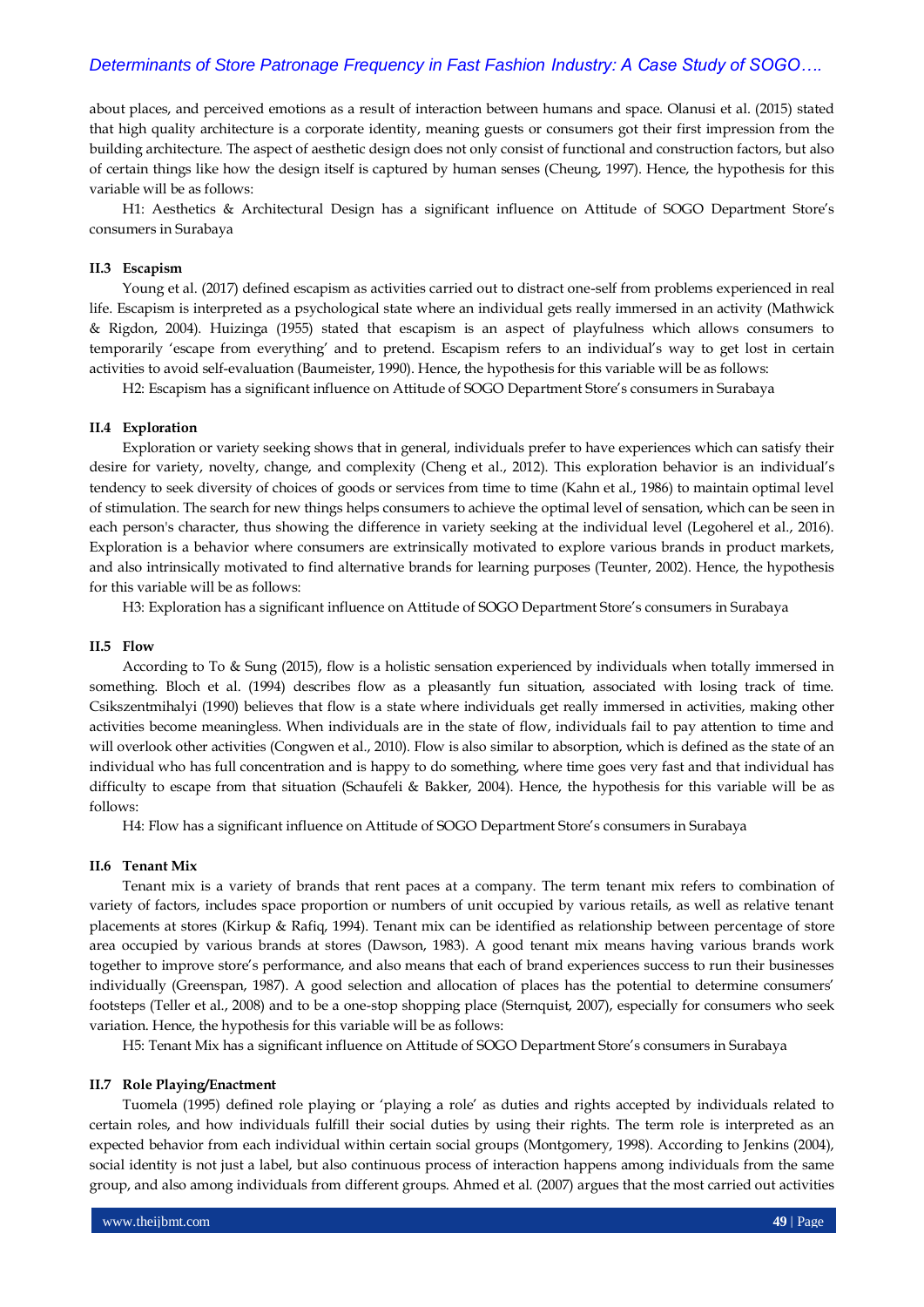about places, and perceived emotions as a result of interaction between humans and space. Olanusi et al. (2015) stated that high quality architecture is a corporate identity, meaning guests or consumers got their first impression from the building architecture. The aspect of aesthetic design does not only consist of functional and construction factors, but also of certain things like how the design itself is captured by human senses (Cheung, 1997). Hence, the hypothesis for this variable will be as follows:

H1: Aesthetics & Architectural Design has a significant influence on Attitude of SOGO Department Store's consumers in Surabaya

### II.3 Escapism

Young et al. (2017) defined escapism as activities carried out to distract one-self from problems experienced in real life. Escapism is interpreted as a psychological state where an individual gets really immersed in an activity (Mathwick & Rigdon, 2004). Huizinga (1955) stated that escapism is an aspect of playfulness which allows consumers to temporarily 'escape from everything' and to pretend. Escapism refers to an individual's way to get lost in certain activities to avoid self-evaluation (Baumeister, 1990). Hence, the hypothesis for this variable will be as follows:

H2: Escapism has a significant influence on Attitude of SOGO Department Store's consumers in Surabaya

### II.4 Exploration

Exploration or variety seeking shows that in general, individuals prefer to have experiences which can satisfy their desire for variety, novelty, change, and complexity (Cheng et al., 2012). This exploration behavior is an individual's tendency to seek diversity of choices of goods or services from time to time (Kahn et al., 1986) to maintain optimal level of stimulation. The search for new things helps consumers to achieve the optimal level of sensation, which can be seen in each person's character, thus showing the difference in variety seeking at the individual level (Legoherel et al., 2016). Exploration is a behavior where consumers are extrinsically motivated to explore various brands in product markets, and also intrinsically motivated to find alternative brands for learning purposes (Teunter, 2002). Hence, the hypothesis for this variable will be as follows:

H3: Exploration has a significant influence on Attitude of SOGO Department Store's consumers in Surabaya

### II.5 Flow

According to To & Sung (2015), flow is a holistic sensation experienced by individuals when totally immersed in something. Bloch et al. (1994) describes flow as a pleasantly fun situation, associated with losing track of time. Csikszentmihalyi (1990) believes that flow is a state where individuals get really immersed in activities, making other activities become meaningless. When individuals are in the state of flow, individuals fail to pay attention to time and will overlook other activities (Congwen et al., 2010). Flow is also similar to absorption, which is defined as the state of an individual who has full concentration and is happy to do something, where time goes very fast and that individual has difficulty to escape from that situation (Schaufeli & Bakker, 2004). Hence, the hypothesis for this variable will be as follows:

H4: Flow has a significant influence on Attitude of SOGO Department Store's consumers in Surabaya

### II.6 Tenant Mix

Tenant mix is a variety of brands that rent paces at a company. The term tenant mix refers to combination of variety of factors, includes space proportion or numbers of unit occupied by various retails, as well as relative tenant placements at stores (Kirkup & Rafiq, 1994). Tenant mix can be identified as relationship between percentage of store area occupied by various brands at stores (Dawson, 1983). A good tenant mix means having various brands work together to improve store's performance, and also means that each of brand experiences success to run their businesses individually (Greenspan, 1987). A good selection and allocation of places has the potential to determine consumers' footsteps (Teller et al., 2008) and to be a one-stop shopping place (Sternquist, 2007), especially for consumers who seek variation. Hence, the hypothesis for this variable will be as follows:

H5: Tenant Mix has a significant influence on Attitude of SOGO Department Store's consumers in Surabaya

### II.7 Role Playing/Enactment

Tuomela (1995) defined role playing or 'playing a role' as duties and rights accepted by individuals related to certain roles, and how individuals fulfill their social duties by using their rights. The term role is interpreted as an expected behavior from each individual within certain social groups (Montgomery, 1998). According to Jenkins (2004), social identity is not just a label, but also continuous process of interaction happens among individuals from the same group, and also among individuals from different groups. Ahmed et al. (2007) argues that the most carried out activities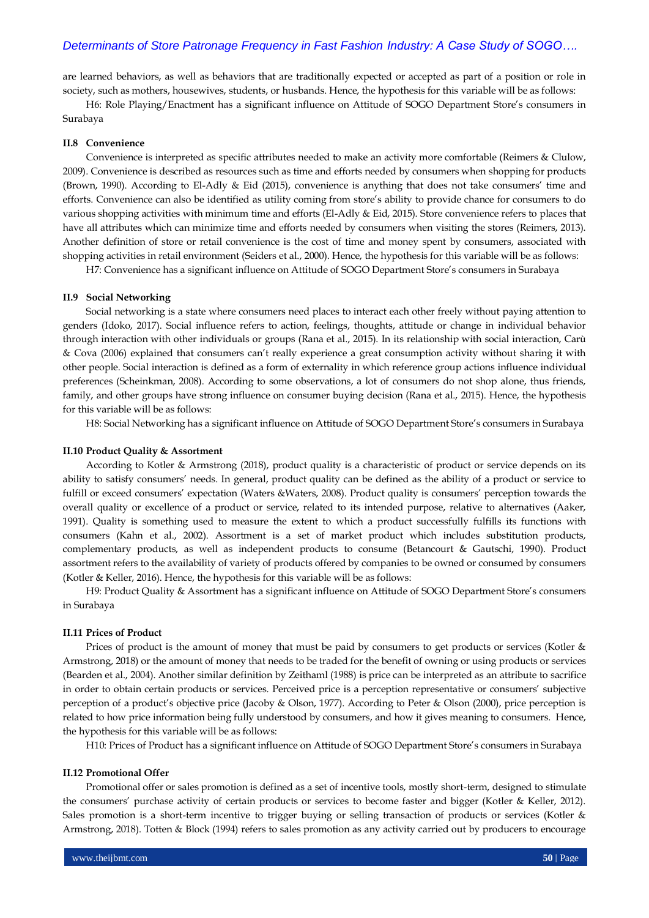are learned behaviors, as well as behaviors that are traditionally expected or accepted as part of a position or role in society, such as mothers, housewives, students, or husbands. Hence, the hypothesis for this variable will be as follows:

H6: Role Playing/Enactment has a significant influence on Attitude of SOGO Department Store's consumers in Surabaya

### II.8 Convenience

Convenience is interpreted as specific attributes needed to make an activity more comfortable (Reimers & Clulow, 2009). Convenience is described as resources such as time and efforts needed by consumers when shopping for products (Brown, 1990). According to El-Adly & Eid (2015), convenience is anything that does not take consumers' time and efforts. Convenience can also be identified as utility coming from store's ability to provide chance for consumers to do various shopping activities with minimum time and efforts (El-Adly & Eid, 2015). Store convenience refers to places that have all attributes which can minimize time and efforts needed by consumers when visiting the stores (Reimers, 2013). Another definition of store or retail convenience is the cost of time and money spent by consumers, associated with shopping activities in retail environment (Seiders et al., 2000). Hence, the hypothesis for this variable will be as follows:

H7: Convenience has a significant influence on Attitude of SOGO Department Store's consumers in Surabaya

### II.9 Social Networking

Social networking is a state where consumers need places to interact each other freely without paying attention to genders (Idoko, 2017). Social influence refers to action, feelings, thoughts, attitude or change in individual behavior through interaction with other individuals or groups (Rana et al., 2015). In its relationship with social interaction, Carù & Cova (2006) explained that consumers can't really experience a great consumption activity without sharing it with other people. Social interaction is defined as a form of externality in which reference group actions influence individual preferences (Scheinkman, 2008). According to some observations, a lot of consumers do not shop alone, thus friends, family, and other groups have strong influence on consumer buying decision (Rana et al., 2015). Hence, the hypothesis for this variable will be as follows:

H8: Social Networking has a significant influence on Attitude of SOGO Department Store's consumers in Surabaya

### II.10 Product Quality & Assortment

According to Kotler & Armstrong (2018), product quality is a characteristic of product or service depends on its ability to satisfy consumers' needs. In general, product quality can be defined as the ability of a product or service to fulfill or exceed consumers' expectation (Waters &Waters, 2008). Product quality is consumers' perception towards the overall quality or excellence of a product or service, related to its intended purpose, relative to alternatives (Aaker, 1991). Quality is something used to measure the extent to which a product successfully fulfills its functions with consumers (Kahn et al., 2002). Assortment is a set of market product which includes substitution products, complementary products, as well as independent products to consume (Betancourt & Gautschi, 1990). Product assortment refers to the availability of variety of products offered by companies to be owned or consumed by consumers (Kotler & Keller, 2016). Hence, the hypothesis for this variable will be as follows:

H9: Product Quality & Assortment has a significant influence on Attitude of SOGO Department Store's consumers in Surabaya

### II.11 Prices of Product

Prices of product is the amount of money that must be paid by consumers to get products or services (Kotler & Armstrong, 2018) or the amount of money that needs to be traded for the benefit of owning or using products or services (Bearden et al., 2004). Another similar definition by Zeithaml (1988) is price can be interpreted as an attribute to sacrifice in order to obtain certain products or services. Perceived price is a perception representative or consumers' subjective perception of a product's objective price (Jacoby & Olson, 1977). According to Peter & Olson (2000), price perception is related to how price information being fully understood by consumers, and how it gives meaning to consumers. Hence, the hypothesis for this variable will be as follows:

H10: Prices of Product has a significant influence on Attitude of SOGO Department Store's consumers in Surabaya

### II.12 Promotional Offer

Promotional offer or sales promotion is defined as a set of incentive tools, mostly short-term, designed to stimulate the consumers' purchase activity of certain products or services to become faster and bigger (Kotler & Keller, 2012). Sales promotion is a short-term incentive to trigger buying or selling transaction of products or services (Kotler & Armstrong, 2018). Totten & Block (1994) refers to sales promotion as any activity carried out by producers to encourage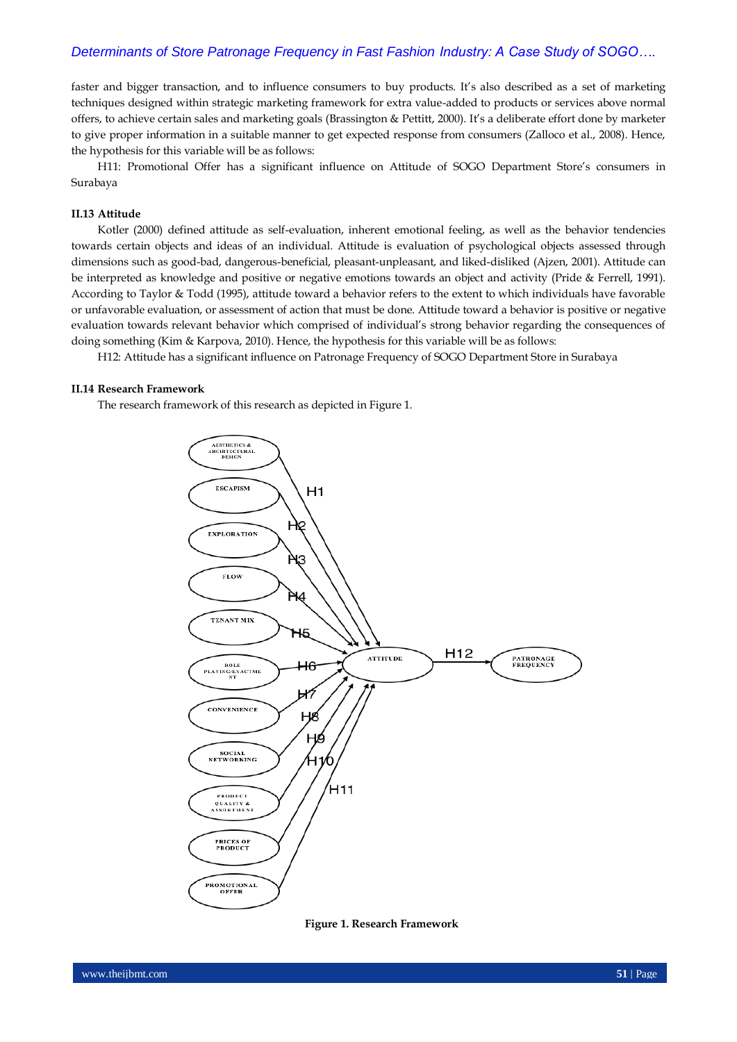faster and bigger transaction, and to influence consumers to buy products. It's also described as a set of marketing techniques designed within strategic marketing framework for extra value-added to products or services above normal offers, to achieve certain sales and marketing goals (Brassington & Pettitt, 2000). It's a deliberate effort done by marketer to give proper information in a suitable manner to get expected response from consumers (Zalloco et al., 2008). Hence, the hypothesis for this variable will be as follows:

H11: Promotional Offer has a significant influence on Attitude of SOGO Department Store's consumers in Surabaya

### II.13 Attitude

Kotler (2000) defined attitude as self-evaluation, inherent emotional feeling, as well as the behavior tendencies towards certain objects and ideas of an individual. Attitude is evaluation of psychological objects assessed through dimensions such as good-bad, dangerous-beneficial, pleasant-unpleasant, and liked-disliked (Ajzen, 2001). Attitude can be interpreted as knowledge and positive or negative emotions towards an object and activity (Pride & Ferrell, 1991). According to Taylor & Todd (1995), attitude toward a behavior refers to the extent to which individuals have favorable or unfavorable evaluation, or assessment of action that must be done. Attitude toward a behavior is positive or negative evaluation towards relevant behavior which comprised of individual's strong behavior regarding the consequences of doing something (Kim & Karpova, 2010). Hence, the hypothesis for this variable will be as follows:

H12: Attitude has a significant influence on Patronage Frequency of SOGO Department Store in Surabaya

### II.14 Research Framework

The research framework of this research as depicted in Figure 1.

**Figure 1. Research Framework**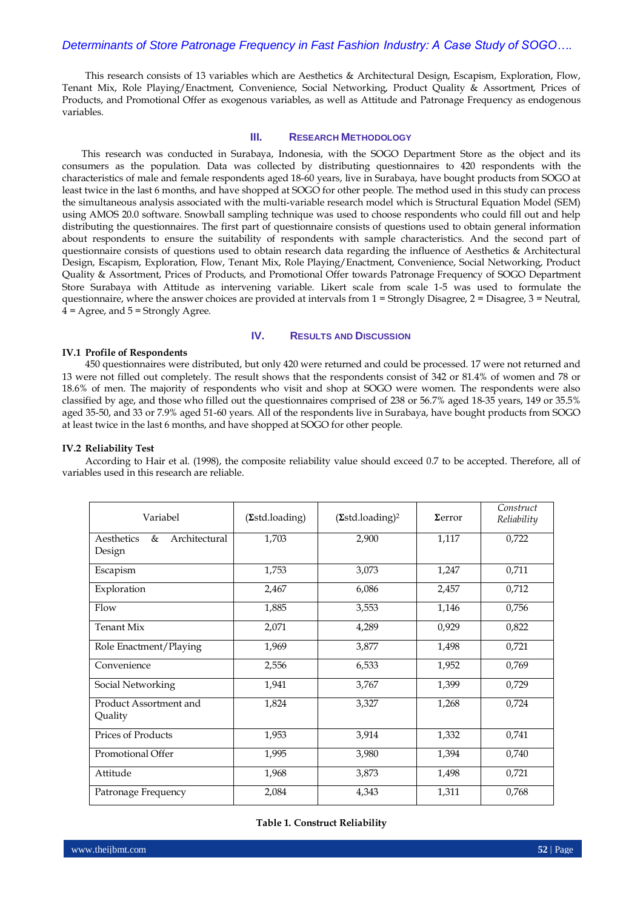This research consists of 13 variables which are Aesthetics & Architectural Design, Escapism, Exploration, Flow, Tenant Mix, Role Playing/Enactment, Convenience, Social Networking, Product Quality & Assortment, Prices of Products, and Promotional Offer as exogenous variables, as well as Attitude and Patronage Frequency as endogenous variables.

## III. RESEARCH METHODOLOGY

This research was conducted in Surabaya, Indonesia, with the SOGO Department Store as the object and its consumers as the population. Data was collected by distributing questionnaires to 420 respondents with the characteristics of male and female respondents aged 18-60 years, live in Surabaya, have bought products from SOGO at least twice in the last 6 months, and have shopped at SOGO for other people. The method used in this study can process the simultaneous analysis associated with the multi-variable research model which is Structural Equation Model (SEM) using AMOS 20.0 software. Snowball sampling technique was used to choose respondents who could fill out and help distributing the questionnaires. The first part of questionnaire consists of questions used to obtain general information about respondents to ensure the suitability of respondents with sample characteristics. And the second part of questionnaire consists of questions used to obtain research data regarding the influence of Aesthetics & Architectural Design, Escapism, Exploration, Flow, Tenant Mix, Role Playing/Enactment, Convenience, Social Networking, Product Quality & Assortment, Prices of Products, and Promotional Offer towards Patronage Frequency of SOGO Department Store Surabaya with Attitude as intervening variable. Likert scale from scale 1-5 was used to formulate the questionnaire, where the answer choices are provided at intervals from 1 = Strongly Disagree, 2 = Disagree, 3 = Neutral, 4 = Agree, and 5 = Strongly Agree.

## IV. RESULTS AND DISCUSSION

### IV.1 Profile of Respondents

450 questionnaires were distributed, but only 420 were returned and could be processed. 17 were not returned and 13 were not filled out completely. The result shows that the respondents consist of 342 or 81.4% of women and 78 or 18.6% of men. The majority of respondents who visit and shop at SOGO were women. The respondents were also classified by age, and those who filled out the questionnaires comprised of 238 or 56.7% aged 18-35 years, 149 or 35.5% aged 35-50, and 33 or 7.9% aged 51-60 years. All of the respondents live in Surabaya, have bought products from SOGO at least twice in the last 6 months, and have shopped at SOGO for other people.

### IV.2 Reliability Test

According to Hair et al. (1998), the composite reliability value should exceed 0.7 to be accepted. Therefore, all of variables used in this research are reliable.

| Variabel | (Σstd.loading) | (Σstd.loading)$^2$ | Σerror | *Construct Reliability* |
|---|---|---|---|---|
| Aesthetics & Architectural Design | 1,703 | 2,900 | 1,117 | 0,722 |
| Escapism | 1,753 | 3,073 | 1,247 | 0,711 |
| Exploration | 2,467 | 6,086 | 2,457 | 0,712 |
| Flow | 1,885 | 3,553 | 1,146 | 0,756 |
| Tenant Mix | 2,071 | 4,289 | 0,929 | 0,822 |
| Role Enactment/Playing | 1,969 | 3,877 | 1,498 | 0,721 |
| Convenience | 2,556 | 6,533 | 1,952 | 0,769 |
| Social Networking | 1,941 | 3,767 | 1,399 | 0,729 |
| Product Assortment and Quality | 1,824 | 3,327 | 1,268 | 0,724 |
| Prices of Products | 1,953 | 3,914 | 1,332 | 0,741 |
| Promotional Offer | 1,995 | 3,980 | 1,394 | 0,740 |
| Attitude | 1,968 | 3,873 | 1,498 | 0,721 |
| Patronage Frequency | 2,084 | 4,343 | 1,311 | 0,768 |

**Table 1. Construct Reliability**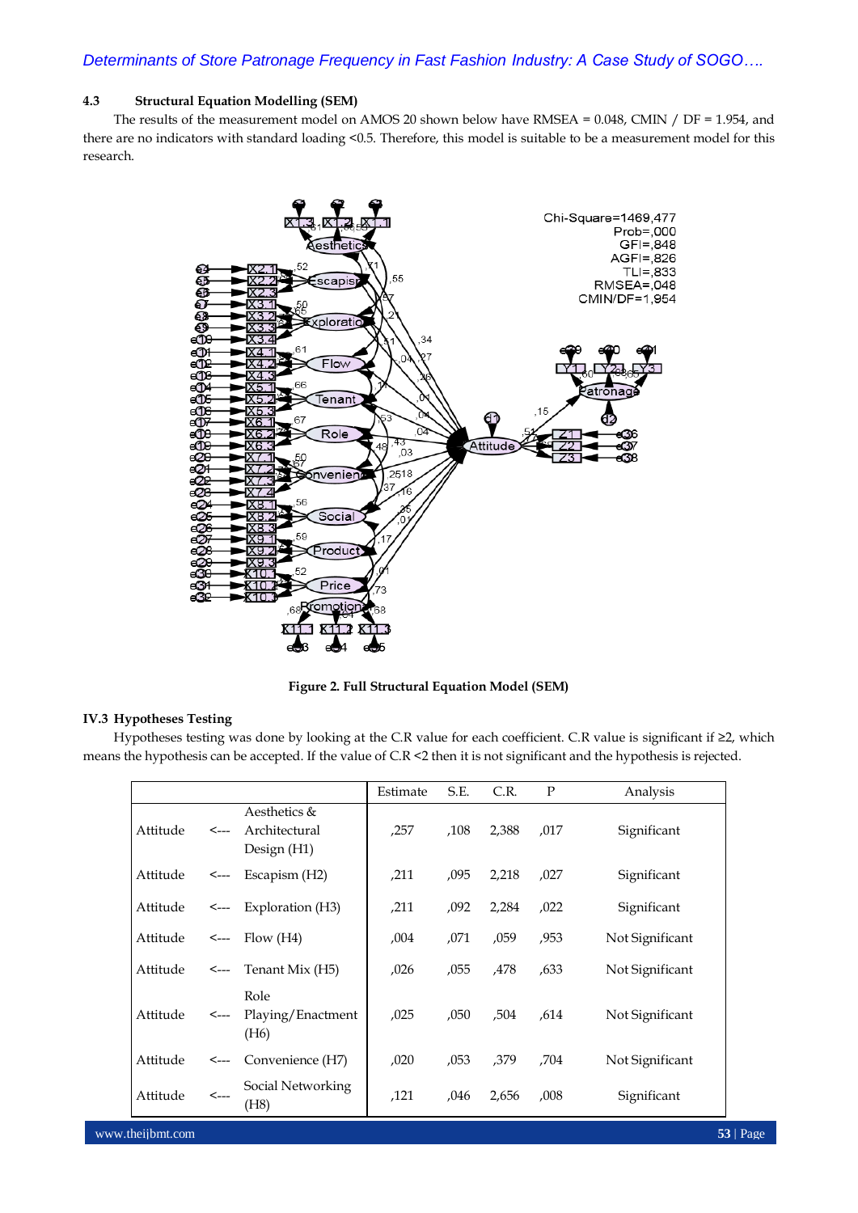### 4.3 Structural Equation Modelling (SEM)

The results of the measurement model on AMOS 20 shown below have RMSEA = 0.048, CMIN / DF = 1.954, and there are no indicators with standard loading <0.5. Therefore, this model is suitable to be a measurement model for this research.

**Figure 2. Full Structural Equation Model (SEM)**

### IV.3 Hypotheses Testing

Hypotheses testing was done by looking at the C.R value for each coefficient. C.R value is significant if ≥2, which means the hypothesis can be accepted. If the value of C.R <2 then it is not significant and the hypothesis is rejected.

| | | | Estimate | S.E. | C.R. | P | Analysis |
|---|---|---|---|---|---|---|---|
| Attitude | <--- | Aesthetics & Architectural Design (H1) | ,257 | ,108 | 2,388 | ,017 | Significant |
| Attitude | <--- | Escapism (H2) | ,211 | ,095 | 2,218 | ,027 | Significant |
| Attitude | <--- | Exploration (H3) | ,211 | ,092 | 2,284 | ,022 | Significant |
| Attitude | <--- | Flow (H4) | ,004 | ,071 | ,059 | ,953 | Not Significant |
| Attitude | <--- | Tenant Mix (H5) | ,026 | ,055 | ,478 | ,633 | Not Significant |
| Attitude | <--- | Role Playing/Enactment (H6) | ,025 | ,050 | ,504 | ,614 | Not Significant |
| Attitude | <--- | Convenience (H7) | ,020 | ,053 | ,379 | ,704 | Not Significant |
| Attitude | <--- | Social Networking (H8) | ,121 | ,046 | 2,656 | ,008 | Significant |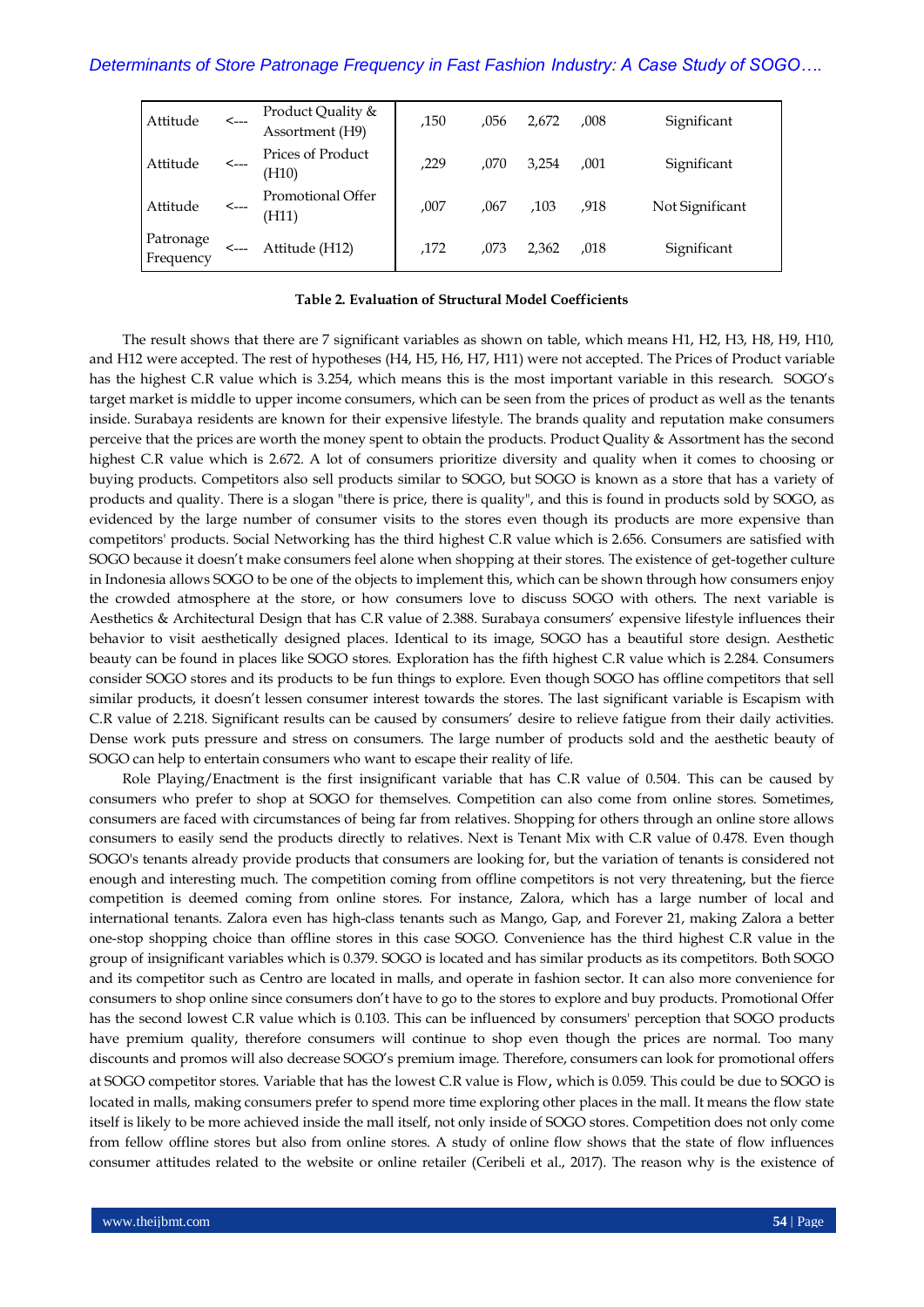| | | | | | | | |
|---|---|---|---|---|---|---|---|
| Attitude | <--- | Product Quality & Assortment (H9) | ,150 | ,056 | 2,672 | ,008 | Significant |
| Attitude | <--- | Prices of Product (H10) | ,229 | ,070 | 3,254 | ,001 | Significant |
| Attitude | <--- | Promotional Offer (H11) | ,007 | ,067 | ,103 | ,918 | Not Significant |
| Patronage Frequency | <--- | Attitude (H12) | ,172 | ,073 | 2,362 | ,018 | Significant |

**Table 2. Evaluation of Structural Model Coefficients**

The result shows that there are 7 significant variables as shown on table, which means H1, H2, H3, H8, H9, H10, and H12 were accepted. The rest of hypotheses (H4, H5, H6, H7, H11) were not accepted. The Prices of Product variable has the highest C.R value which is 3.254, which means this is the most important variable in this research. SOGO's target market is middle to upper income consumers, which can be seen from the prices of product as well as the tenants inside. Surabaya residents are known for their expensive lifestyle. The brands quality and reputation make consumers perceive that the prices are worth the money spent to obtain the products. Product Quality & Assortment has the second highest C.R value which is 2.672. A lot of consumers prioritize diversity and quality when it comes to choosing or buying products. Competitors also sell products similar to SOGO, but SOGO is known as a store that has a variety of products and quality. There is a slogan "there is price, there is quality", and this is found in products sold by SOGO, as evidenced by the large number of consumer visits to the stores even though its products are more expensive than competitors' products. Social Networking has the third highest C.R value which is 2.656. Consumers are satisfied with SOGO because it doesn't make consumers feel alone when shopping at their stores. The existence of get-together culture in Indonesia allows SOGO to be one of the objects to implement this, which can be shown through how consumers enjoy the crowded atmosphere at the store, or how consumers love to discuss SOGO with others. The next variable is Aesthetics & Architectural Design that has C.R value of 2.388. Surabaya consumers' expensive lifestyle influences their behavior to visit aesthetically designed places. Identical to its image, SOGO has a beautiful store design. Aesthetic beauty can be found in places like SOGO stores. Exploration has the fifth highest C.R value which is 2.284. Consumers consider SOGO stores and its products to be fun things to explore. Even though SOGO has offline competitors that sell similar products, it doesn't lessen consumer interest towards the stores. The last significant variable is Escapism with C.R value of 2.218. Significant results can be caused by consumers' desire to relieve fatigue from their daily activities. Dense work puts pressure and stress on consumers. The large number of products sold and the aesthetic beauty of SOGO can help to entertain consumers who want to escape their reality of life.

Role Playing/Enactment is the first insignificant variable that has C.R value of 0.504. This can be caused by consumers who prefer to shop at SOGO for themselves. Competition can also come from online stores. Sometimes, consumers are faced with circumstances of being far from relatives. Shopping for others through an online store allows consumers to easily send the products directly to relatives. Next is Tenant Mix with C.R value of 0.478. Even though SOGO's tenants already provide products that consumers are looking for, but the variation of tenants is considered not enough and interesting much. The competition coming from offline competitors is not very threatening, but the fierce competition is deemed coming from online stores. For instance, Zalora, which has a large number of local and international tenants. Zalora even has high-class tenants such as Mango, Gap, and Forever 21, making Zalora a better one-stop shopping choice than offline stores in this case SOGO. Convenience has the third highest C.R value in the group of insignificant variables which is 0.379. SOGO is located and has similar products as its competitors. Both SOGO and its competitor such as Centro are located in malls, and operate in fashion sector. It can also more convenience for consumers to shop online since consumers don't have to go to the stores to explore and buy products. Promotional Offer has the second lowest C.R value which is 0.103. This can be influenced by consumers' perception that SOGO products have premium quality, therefore consumers will continue to shop even though the prices are normal. Too many discounts and promos will also decrease SOGO's premium image. Therefore, consumers can look for promotional offers at SOGO competitor stores. Variable that has the lowest C.R value is Flow, which is 0.059. This could be due to SOGO is located in malls, making consumers prefer to spend more time exploring other places in the mall. It means the flow state itself is likely to be more achieved inside the mall itself, not only inside of SOGO stores. Competition does not only come from fellow offline stores but also from online stores. A study of online flow shows that the state of flow influences consumer attitudes related to the website or online retailer (Ceribeli et al., 2017). The reason why is the existence of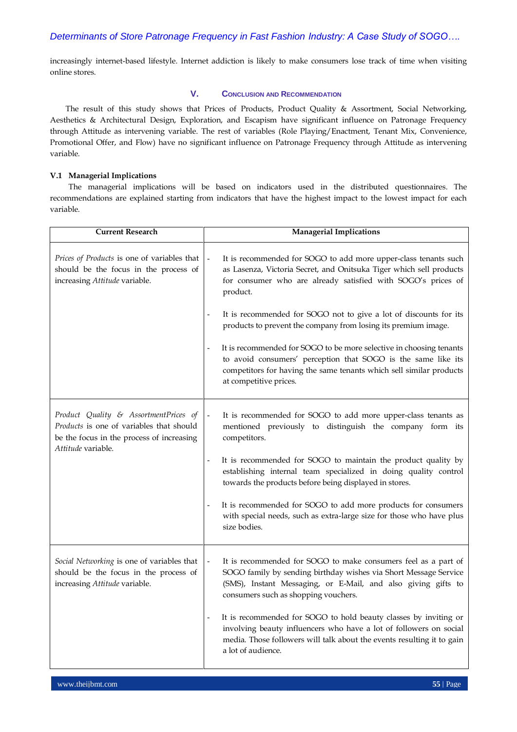increasingly internet-based lifestyle. Internet addiction is likely to make consumers lose track of time when visiting online stores.

## V. Conclusion and Recommendation

The result of this study shows that Prices of Products, Product Quality & Assortment, Social Networking, Aesthetics & Architectural Design, Exploration, and Escapism have significant influence on Patronage Frequency through Attitude as intervening variable. The rest of variables (Role Playing/Enactment, Tenant Mix, Convenience, Promotional Offer, and Flow) have no significant influence on Patronage Frequency through Attitude as intervening variable.

### V.1 Managerial Implications

The managerial implications will be based on indicators used in the distributed questionnaires. The recommendations are explained starting from indicators that have the highest impact to the lowest impact for each variable.

| Current Research | Managerial Implications |
|---|---|
| *Prices of Products* is one of variables that should be the focus in the process of increasing *Attitude* variable. | - It is recommended for SOGO to add more upper-class tenants such as Lasenza, Victoria Secret, and Onitsuka Tiger which sell products for consumer who are already satisfied with SOGO's prices of product.<br><br>- It is recommended for SOGO not to give a lot of discounts for its products to prevent the company from losing its premium image.<br><br>- It is recommended for SOGO to be more selective in choosing tenants to avoid consumers' perception that SOGO is the same like its competitors for having the same tenants which sell similar products at competitive prices. |
| *Product Quality & AssortmentPrices of Products* is one of variables that should be the focus in the process of increasing *Attitude* variable. | - It is recommended for SOGO to add more upper-class tenants as mentioned previously to distinguish the company form its competitors.<br><br>- It is recommended for SOGO to maintain the product quality by establishing internal team specialized in doing quality control towards the products before being displayed in stores.<br><br>- It is recommended for SOGO to add more products for consumers with special needs, such as extra-large size for those who have plus size bodies. |
| *Social Networking* is one of variables that should be the focus in the process of increasing *Attitude* variable. | - It is recommended for SOGO to make consumers feel as a part of SOGO family by sending birthday wishes via Short Message Service (SMS), Instant Messaging, or E-Mail, and also giving gifts to consumers such as shopping vouchers.<br><br>- It is recommended for SOGO to hold beauty classes by inviting or involving beauty influencers who have a lot of followers on social media. Those followers will talk about the events resulting it to gain a lot of audience. |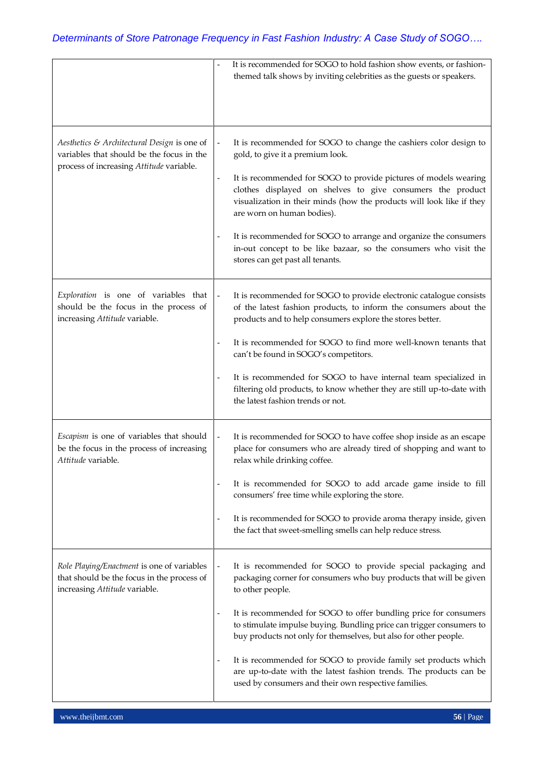| | |
|---|---|
| | - It is recommended for SOGO to hold fashion show events, or fashion-themed talk shows by inviting celebrities as the guests or speakers. |
| *Aesthetics & Architectural Design* is one of variables that should be the focus in the process of increasing *Attitude* variable. | - It is recommended for SOGO to change the cashiers color design to gold, to give it a premium look.<br>- It is recommended for SOGO to provide pictures of models wearing clothes displayed on shelves to give consumers the product visualization in their minds (how the products will look like if they are worn on human bodies).<br>- It is recommended for SOGO to arrange and organize the consumers in-out concept to be like bazaar, so the consumers who visit the stores can get past all tenants. |
| *Exploration* is one of variables that should be the focus in the process of increasing *Attitude* variable. | - It is recommended for SOGO to provide electronic catalogue consists of the latest fashion products, to inform the consumers about the products and to help consumers explore the stores better.<br>- It is recommended for SOGO to find more well-known tenants that can't be found in SOGO's competitors.<br>- It is recommended for SOGO to have internal team specialized in filtering old products, to know whether they are still up-to-date with the latest fashion trends or not. |
| *Escapism* is one of variables that should be the focus in the process of increasing *Attitude* variable. | - It is recommended for SOGO to have coffee shop inside as an escape place for consumers who are already tired of shopping and want to relax while drinking coffee.<br>- It is recommended for SOGO to add arcade game inside to fill consumers' free time while exploring the store.<br>- It is recommended for SOGO to provide aroma therapy inside, given the fact that sweet-smelling smells can help reduce stress. |
| *Role Playing/Enactment* is one of variables that should be the focus in the process of increasing *Attitude* variable. | - It is recommended for SOGO to provide special packaging and packaging corner for consumers who buy products that will be given to other people.<br>- It is recommended for SOGO to offer bundling price for consumers to stimulate impulse buying. Bundling price can trigger consumers to buy products not only for themselves, but also for other people.<br>- It is recommended for SOGO to provide family set products which are up-to-date with the latest fashion trends. The products can be used by consumers and their own respective families. |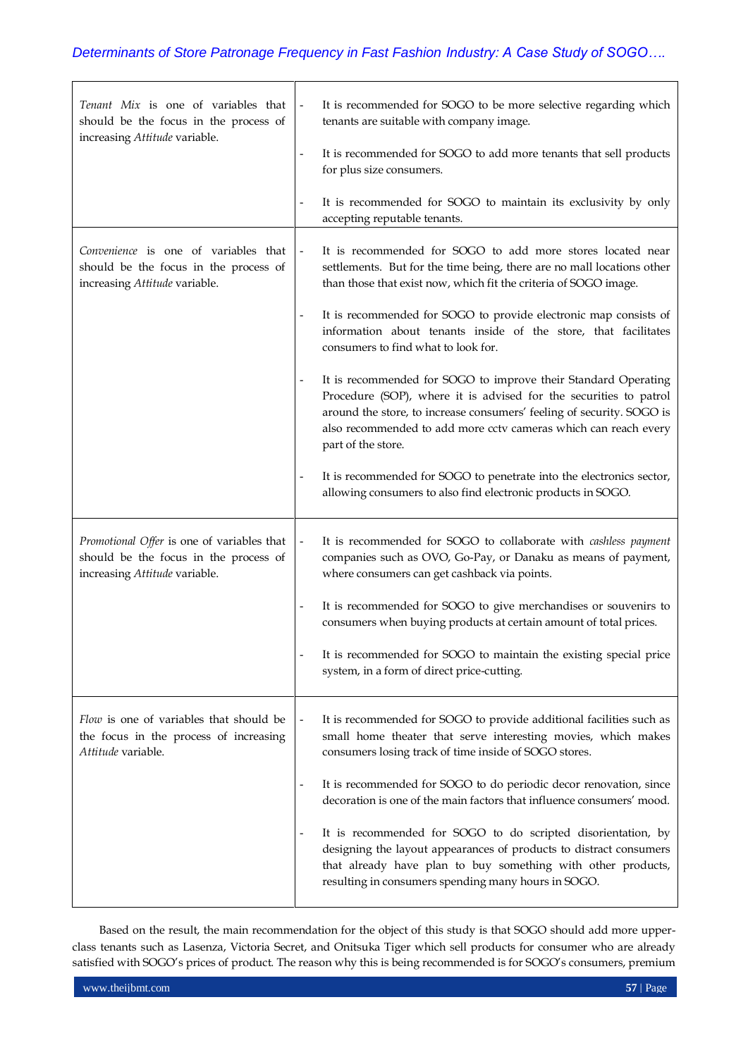| | |
|---|---|
| *Tenant Mix* is one of variables that should be the focus in the process of increasing *Attitude* variable. | - It is recommended for SOGO to be more selective regarding which tenants are suitable with company image.<br>- It is recommended for SOGO to add more tenants that sell products for plus size consumers.<br>- It is recommended for SOGO to maintain its exclusivity by only accepting reputable tenants. |
| *Convenience* is one of variables that should be the focus in the process of increasing *Attitude* variable. | - It is recommended for SOGO to add more stores located near settlements. But for the time being, there are no mall locations other than those that exist now, which fit the criteria of SOGO image.<br>- It is recommended for SOGO to provide electronic map consists of information about tenants inside of the store, that facilitates consumers to find what to look for.<br>- It is recommended for SOGO to improve their Standard Operating Procedure (SOP), where it is advised for the securities to patrol around the store, to increase consumers' feeling of security. SOGO is also recommended to add more cctv cameras which can reach every part of the store.<br>- It is recommended for SOGO to penetrate into the electronics sector, allowing consumers to also find electronic products in SOGO. |
| *Promotional Offer* is one of variables that should be the focus in the process of increasing *Attitude* variable. | - It is recommended for SOGO to collaborate with *cashless payment* companies such as OVO, Go-Pay, or Danaku as means of payment, where consumers can get cashback via points.<br>- It is recommended for SOGO to give merchandises or souvenirs to consumers when buying products at certain amount of total prices.<br>- It is recommended for SOGO to maintain the existing special price system, in a form of direct price-cutting. |
| *Flow* is one of variables that should be the focus in the process of increasing *Attitude* variable. | - It is recommended for SOGO to provide additional facilities such as small home theater that serve interesting movies, which makes consumers losing track of time inside of SOGO stores.<br>- It is recommended for SOGO to do periodic decor renovation, since decoration is one of the main factors that influence consumers' mood.<br>- It is recommended for SOGO to do scripted disorientation, by designing the layout appearances of products to distract consumers that already have plan to buy something with other products, resulting in consumers spending many hours in SOGO. |

Based on the result, the main recommendation for the object of this study is that SOGO should add more upper-class tenants such as Lasenza, Victoria Secret, and Onitsuka Tiger which sell products for consumer who are already satisfied with SOGO's prices of product. The reason why this is being recommended is for SOGO's consumers, premium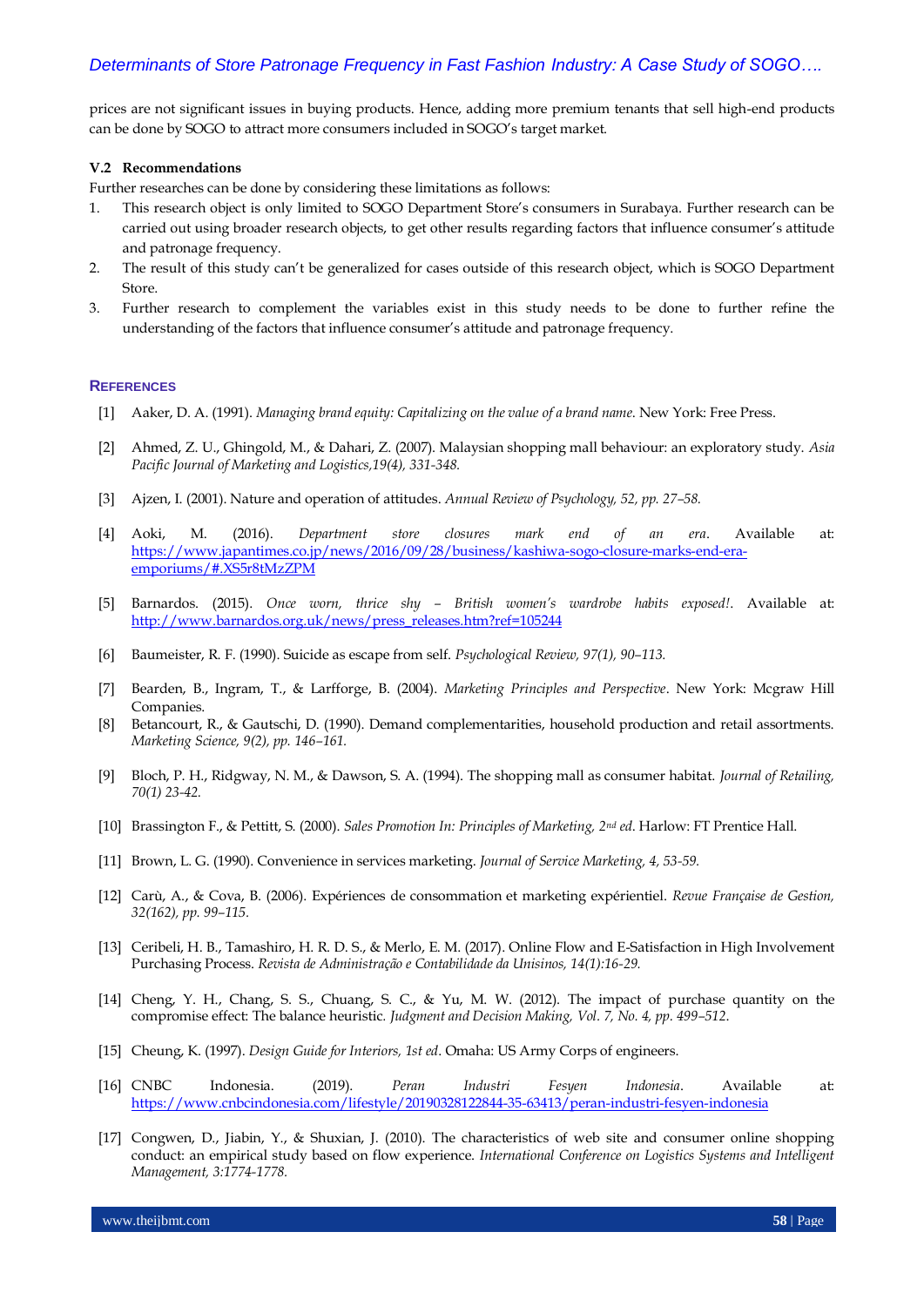prices are not significant issues in buying products. Hence, adding more premium tenants that sell high-end products can be done by SOGO to attract more consumers included in SOGO's target market.

### V.2 Recommendations

Further researches can be done by considering these limitations as follows:

1. This research object is only limited to SOGO Department Store's consumers in Surabaya. Further research can be carried out using broader research objects, to get other results regarding factors that influence consumer's attitude and patronage frequency.
2. The result of this study can't be generalized for cases outside of this research object, which is SOGO Department Store.
3. Further research to complement the variables exist in this study needs to be done to further refine the understanding of the factors that influence consumer's attitude and patronage frequency.

## References

[1] Aaker, D. A. (1991). *Managing brand equity: Capitalizing on the value of a brand name.* New York: Free Press.

[2] Ahmed, Z. U., Ghingold, M., & Dahari, Z. (2007). Malaysian shopping mall behaviour: an exploratory study. *Asia Pacific Journal of Marketing and Logistics,19(4), 331-348.*

[3] Ajzen, I. (2001). Nature and operation of attitudes. *Annual Review of Psychology, 52, pp. 27–58.*

[4] Aoki, M. (2016). *Department store closures mark end of an era*. Available at: https://www.japantimes.co.jp/news/2016/09/28/business/kashiwa-sogo-closure-marks-end-era-emporiums/#.XS5r8tMzZPM

[5] Barnardos. (2015). *Once worn, thrice shy – British women's wardrobe habits exposed!*. Available at: http://www.barnardos.org.uk/news/press_releases.htm?ref=105244

[6] Baumeister, R. F. (1990). Suicide as escape from self. *Psychological Review, 97(1), 90–113.*

[7] Bearden, B., Ingram, T., & Larfforge, B. (2004). *Marketing Principles and Perspective*. New York: Mcgraw Hill Companies.

[8] Betancourt, R., & Gautschi, D. (1990). Demand complementarities, household production and retail assortments. *Marketing Science, 9(2), pp. 146–161.*

[9] Bloch, P. H., Ridgway, N. M., & Dawson, S. A. (1994). The shopping mall as consumer habitat. *Journal of Retailing, 70(1) 23-42.*

[10] Brassington F., & Pettitt, S. (2000). *Sales Promotion In: Principles of Marketing, 2nd ed*. Harlow: FT Prentice Hall.

[11] Brown, L. G. (1990). Convenience in services marketing. *Journal of Service Marketing, 4, 53-59.*

[12] Carù, A., & Cova, B. (2006). Expériences de consommation et marketing expérientiel. *Revue Française de Gestion, 32(162), pp. 99–115.*

[13] Ceribeli, H. B., Tamashiro, H. R. D. S., & Merlo, E. M. (2017). Online Flow and E-Satisfaction in High Involvement Purchasing Process. *Revista de Administração e Contabilidade da Unisinos, 14(1):16-29.*

[14] Cheng, Y. H., Chang, S. S., Chuang, S. C., & Yu, M. W. (2012). The impact of purchase quantity on the compromise effect: The balance heuristic. *Judgment and Decision Making, Vol. 7, No. 4, pp. 499–512.*

[15] Cheung, K. (1997). *Design Guide for Interiors, 1st ed*. Omaha: US Army Corps of engineers.

[16] CNBC Indonesia. (2019). *Peran Industri Fesyen Indonesia*. Available at: https://www.cnbcindonesia.com/lifestyle/20190328122844-35-63413/peran-industri-fesyen-indonesia

[17] Congwen, D., Jiabin, Y., & Shuxian, J. (2010). The characteristics of web site and consumer online shopping conduct: an empirical study based on flow experience. *International Conference on Logistics Systems and Intelligent Management, 3:1774-1778.*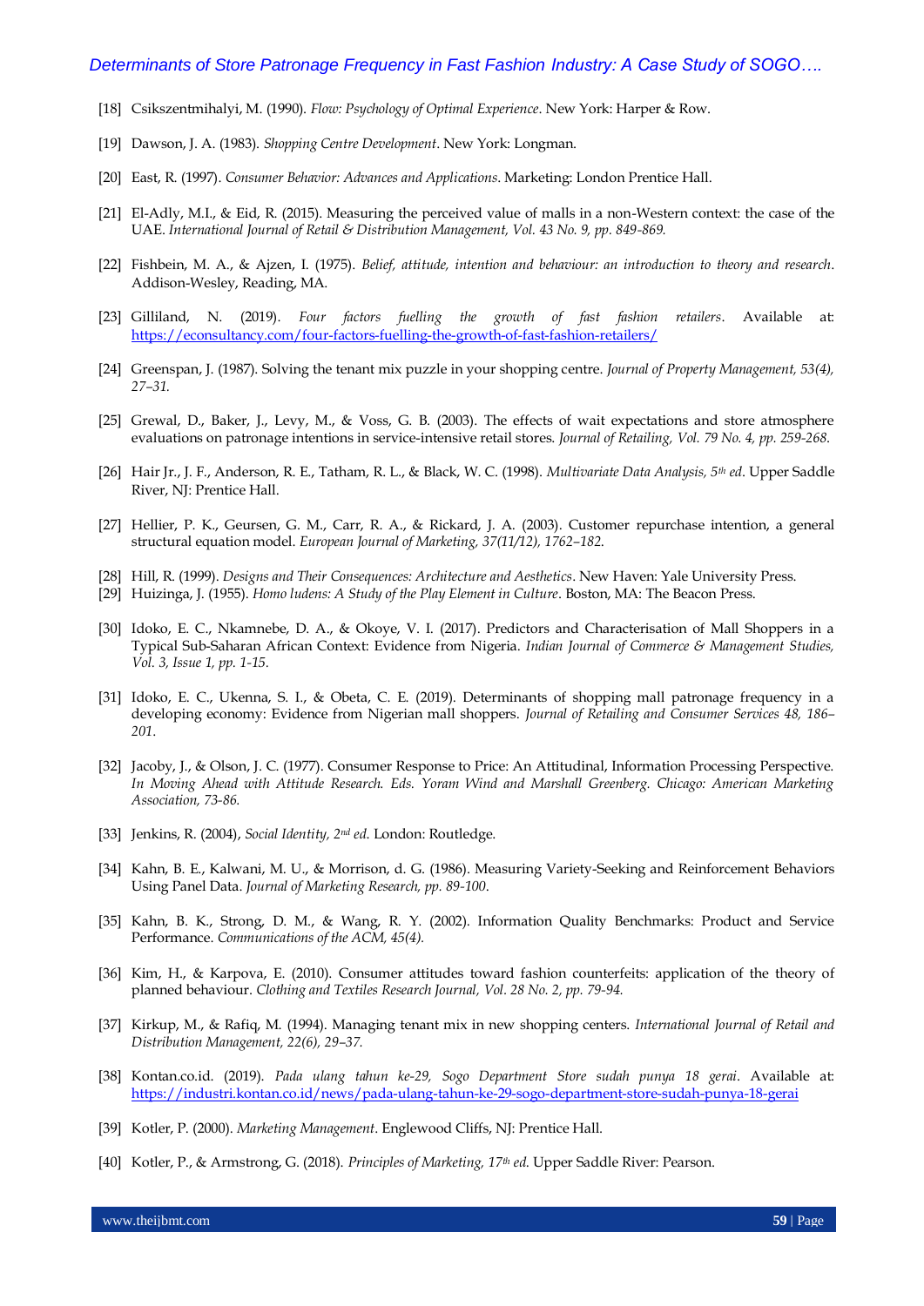[18] Csikszentmihalyi, M. (1990). *Flow: Psychology of Optimal Experience*. New York: Harper & Row.

[19] Dawson, J. A. (1983). *Shopping Centre Development*. New York: Longman.

[20] East, R. (1997). *Consumer Behavior: Advances and Applications*. Marketing: London Prentice Hall.

[21] El-Adly, M.I., & Eid, R. (2015). Measuring the perceived value of malls in a non-Western context: the case of the UAE. *International Journal of Retail & Distribution Management, Vol. 43 No. 9, pp. 849-869.*

[22] Fishbein, M. A., & Ajzen, I. (1975). *Belief, attitude, intention and behaviour: an introduction to theory and research*. Addison-Wesley, Reading, MA.

[23] Gilliland, N. (2019). *Four factors fuelling the growth of fast fashion retailers*. Available at: https://econsultancy.com/four-factors-fuelling-the-growth-of-fast-fashion-retailers/

[24] Greenspan, J. (1987). Solving the tenant mix puzzle in your shopping centre. *Journal of Property Management, 53(4), 27–31.*

[25] Grewal, D., Baker, J., Levy, M., & Voss, G. B. (2003). The effects of wait expectations and store atmosphere evaluations on patronage intentions in service-intensive retail stores. *Journal of Retailing, Vol. 79 No. 4, pp. 259-268.*

[26] Hair Jr., J. F., Anderson, R. E., Tatham, R. L., & Black, W. C. (1998). *Multivariate Data Analysis, 5th ed*. Upper Saddle River, NJ: Prentice Hall.

[27] Hellier, P. K., Geursen, G. M., Carr, R. A., & Rickard, J. A. (2003). Customer repurchase intention, a general structural equation model. *European Journal of Marketing, 37(11/12), 1762–182.*

[28] Hill, R. (1999). *Designs and Their Consequences: Architecture and Aesthetics*. New Haven: Yale University Press.

[29] Huizinga, J. (1955). *Homo ludens: A Study of the Play Element in Culture*. Boston, MA: The Beacon Press.

[30] Idoko, E. C., Nkamnebe, D. A., & Okoye, V. I. (2017). Predictors and Characterisation of Mall Shoppers in a Typical Sub-Saharan African Context: Evidence from Nigeria. *Indian Journal of Commerce & Management Studies, Vol. 3, Issue 1, pp. 1-15.*

[31] Idoko, E. C., Ukenna, S. I., & Obeta, C. E. (2019). Determinants of shopping mall patronage frequency in a developing economy: Evidence from Nigerian mall shoppers. *Journal of Retailing and Consumer Services 48, 186–201*.

[32] Jacoby, J., & Olson, J. C. (1977). Consumer Response to Price: An Attitudinal, Information Processing Perspective. *In Moving Ahead with Attitude Research. Eds. Yoram Wind and Marshall Greenberg. Chicago: American Marketing Association, 73-86.*

[33] Jenkins, R. (2004), *Social Identity, 2nd ed*. London: Routledge.

[34] Kahn, B. E., Kalwani, M. U., & Morrison, d. G. (1986). Measuring Variety-Seeking and Reinforcement Behaviors Using Panel Data. *Journal of Marketing Research, pp. 89-100*.

[35] Kahn, B. K., Strong, D. M., & Wang, R. Y. (2002). Information Quality Benchmarks: Product and Service Performance. *Communications of the ACM, 45(4).*

[36] Kim, H., & Karpova, E. (2010). Consumer attitudes toward fashion counterfeits: application of the theory of planned behaviour. *Clothing and Textiles Research Journal, Vol. 28 No. 2, pp. 79-94.*

[37] Kirkup, M., & Rafiq, M. (1994). Managing tenant mix in new shopping centers. *International Journal of Retail and Distribution Management, 22(6), 29–37.*

[38] Kontan.co.id. (2019). *Pada ulang tahun ke-29, Sogo Department Store sudah punya 18 gerai*. Available at: https://industri.kontan.co.id/news/pada-ulang-tahun-ke-29-sogo-department-store-sudah-punya-18-gerai

[39] Kotler, P. (2000). *Marketing Management*. Englewood Cliffs, NJ: Prentice Hall.

[40] Kotler, P., & Armstrong, G. (2018). *Principles of Marketing, 17th ed*. Upper Saddle River: Pearson.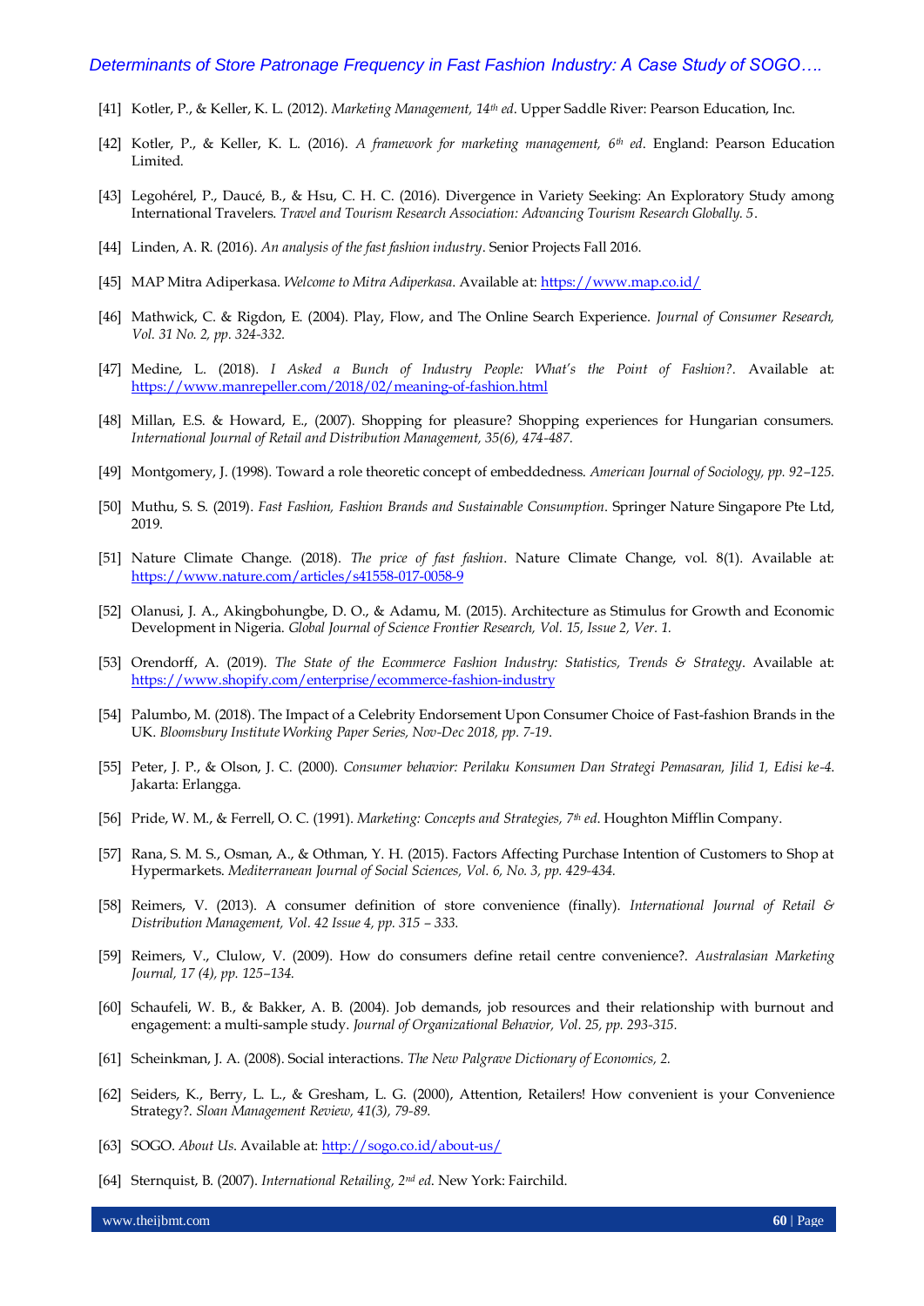[41] Kotler, P., & Keller, K. L. (2012). *Marketing Management, 14th ed*. Upper Saddle River: Pearson Education, Inc.

[42] Kotler, P., & Keller, K. L. (2016). *A framework for marketing management, 6th ed*. England: Pearson Education Limited.

[43] Legohérel, P., Daucé, B., & Hsu, C. H. C. (2016). Divergence in Variety Seeking: An Exploratory Study among International Travelers. *Travel and Tourism Research Association: Advancing Tourism Research Globally. 5*.

[44] Linden, A. R. (2016). *An analysis of the fast fashion industry*. Senior Projects Fall 2016.

[45] MAP Mitra Adiperkasa. *Welcome to Mitra Adiperkasa*. Available at: https://www.map.co.id/

[46] Mathwick, C. & Rigdon, E. (2004). Play, Flow, and The Online Search Experience. *Journal of Consumer Research, Vol. 31 No. 2, pp. 324-332.*

[47] Medine, L. (2018). *I Asked a Bunch of Industry People: What's the Point of Fashion?*. Available at: https://www.manrepeller.com/2018/02/meaning-of-fashion.html

[48] Millan, E.S. & Howard, E., (2007). Shopping for pleasure? Shopping experiences for Hungarian consumers. *International Journal of Retail and Distribution Management, 35(6), 474-487.*

[49] Montgomery, J. (1998). Toward a role theoretic concept of embeddedness. *American Journal of Sociology, pp. 92–125.*

[50] Muthu, S. S. (2019). *Fast Fashion, Fashion Brands and Sustainable Consumption*. Springer Nature Singapore Pte Ltd, 2019.

[51] Nature Climate Change. (2018). *The price of fast fashion*. Nature Climate Change, vol. 8(1). Available at: https://www.nature.com/articles/s41558-017-0058-9

[52] Olanusi, J. A., Akingbohungbe, D. O., & Adamu, M. (2015). Architecture as Stimulus for Growth and Economic Development in Nigeria. *Global Journal of Science Frontier Research, Vol. 15, Issue 2, Ver. 1.*

[53] Orendorff, A. (2019). *The State of the Ecommerce Fashion Industry: Statistics, Trends & Strategy*. Available at: https://www.shopify.com/enterprise/ecommerce-fashion-industry

[54] Palumbo, M. (2018). The Impact of a Celebrity Endorsement Upon Consumer Choice of Fast-fashion Brands in the UK. *Bloomsbury Institute Working Paper Series, Nov-Dec 2018, pp. 7-19.*

[55] Peter, J. P., & Olson, J. C. (2000). *Consumer behavior: Perilaku Konsumen Dan Strategi Pemasaran, Jilid 1, Edisi ke-4*. Jakarta: Erlangga.

[56] Pride, W. M., & Ferrell, O. C. (1991). *Marketing: Concepts and Strategies, 7th ed*. Houghton Mifflin Company.

[57] Rana, S. M. S., Osman, A., & Othman, Y. H. (2015). Factors Affecting Purchase Intention of Customers to Shop at Hypermarkets. *Mediterranean Journal of Social Sciences, Vol. 6, No. 3, pp. 429-434.*

[58] Reimers, V. (2013). A consumer definition of store convenience (finally). *International Journal of Retail & Distribution Management, Vol. 42 Issue 4, pp. 315 – 333.*

[59] Reimers, V., Clulow, V. (2009). How do consumers define retail centre convenience?. *Australasian Marketing Journal, 17 (4), pp. 125–134.*

[60] Schaufeli, W. B., & Bakker, A. B. (2004). Job demands, job resources and their relationship with burnout and engagement: a multi-sample study. *Journal of Organizational Behavior, Vol. 25, pp. 293-315.*

[61] Scheinkman, J. A. (2008). Social interactions. *The New Palgrave Dictionary of Economics, 2.*

[62] Seiders, K., Berry, L. L., & Gresham, L. G. (2000), Attention, Retailers! How convenient is your Convenience Strategy?. *Sloan Management Review, 41(3), 79-89.*

[63] SOGO. *About Us*. Available at: http://sogo.co.id/about-us/

[64] Sternquist, B. (2007). *International Retailing, 2nd ed*. New York: Fairchild.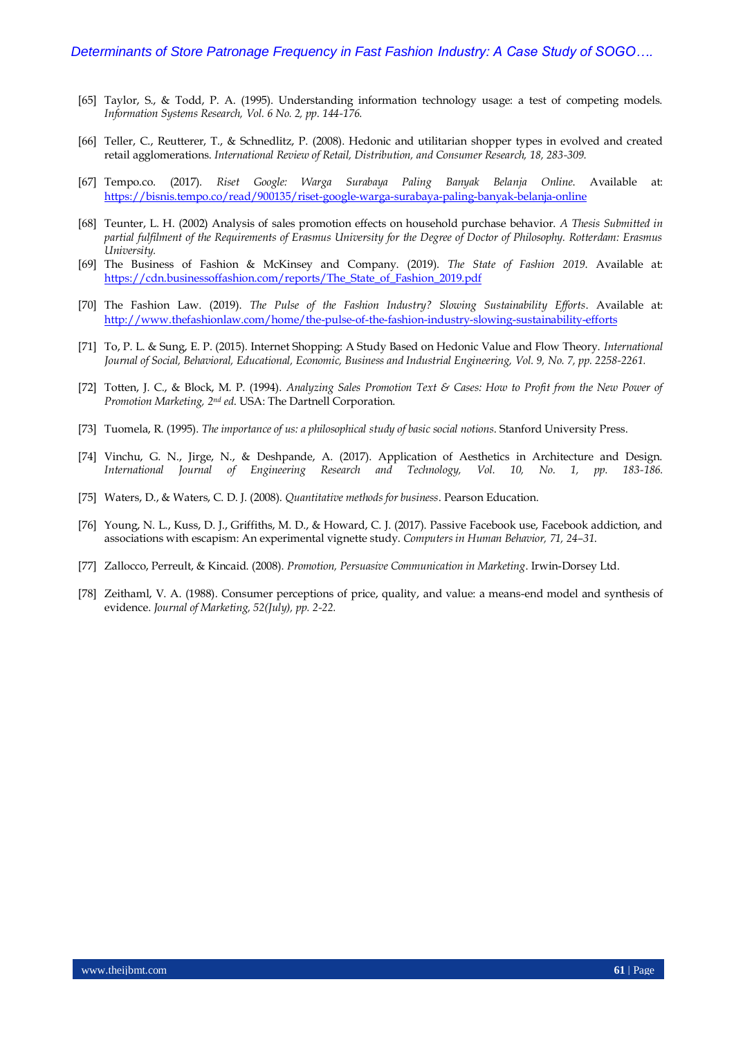[65] Taylor, S., & Todd, P. A. (1995). Understanding information technology usage: a test of competing models. *Information Systems Research, Vol. 6 No. 2, pp. 144-176.*

[66] Teller, C., Reutterer, T., & Schnedlitz, P. (2008). Hedonic and utilitarian shopper types in evolved and created retail agglomerations. *International Review of Retail, Distribution, and Consumer Research, 18, 283-309.*

[67] Tempo.co. (2017). *Riset Google: Warga Surabaya Paling Banyak Belanja Online*. Available at: https://bisnis.tempo.co/read/900135/riset-google-warga-surabaya-paling-banyak-belanja-online

[68] Teunter, L. H. (2002) Analysis of sales promotion effects on household purchase behavior. *A Thesis Submitted in partial fulfilment of the Requirements of Erasmus University for the Degree of Doctor of Philosophy. Rotterdam: Erasmus University.*

[69] The Business of Fashion & McKinsey and Company. (2019). *The State of Fashion 2019*. Available at: https://cdn.businessoffashion.com/reports/The_State_of_Fashion_2019.pdf

[70] The Fashion Law. (2019). *The Pulse of the Fashion Industry? Slowing Sustainability Efforts*. Available at: http://www.thefashionlaw.com/home/the-pulse-of-the-fashion-industry-slowing-sustainability-efforts

[71] To, P. L. & Sung, E. P. (2015). Internet Shopping: A Study Based on Hedonic Value and Flow Theory. *International Journal of Social, Behavioral, Educational, Economic, Business and Industrial Engineering, Vol. 9, No. 7, pp. 2258-2261.*

[72] Totten, J. C., & Block, M. P. (1994). *Analyzing Sales Promotion Text & Cases: How to Profit from the New Power of Promotion Marketing, 2nd ed*. USA: The Dartnell Corporation.

[73] Tuomela, R. (1995). *The importance of us: a philosophical study of basic social notions*. Stanford University Press.

[74] Vinchu, G. N., Jirge, N., & Deshpande, A. (2017). Application of Aesthetics in Architecture and Design. *International Journal of Engineering Research and Technology, Vol. 10, No. 1, pp. 183-186.*

[75] Waters, D., & Waters, C. D. J. (2008). *Quantitative methods for business*. Pearson Education.

[76] Young, N. L., Kuss, D. J., Griffiths, M. D., & Howard, C. J. (2017). Passive Facebook use, Facebook addiction, and associations with escapism: An experimental vignette study. *Computers in Human Behavior, 71, 24–31.*

[77] Zallocco, Perreult, & Kincaid. (2008). *Promotion, Persuasive Communication in Marketing*. Irwin-Dorsey Ltd.

[78] Zeithaml, V. A. (1988). Consumer perceptions of price, quality, and value: a means-end model and synthesis of evidence. *Journal of Marketing, 52(July), pp. 2-22.*